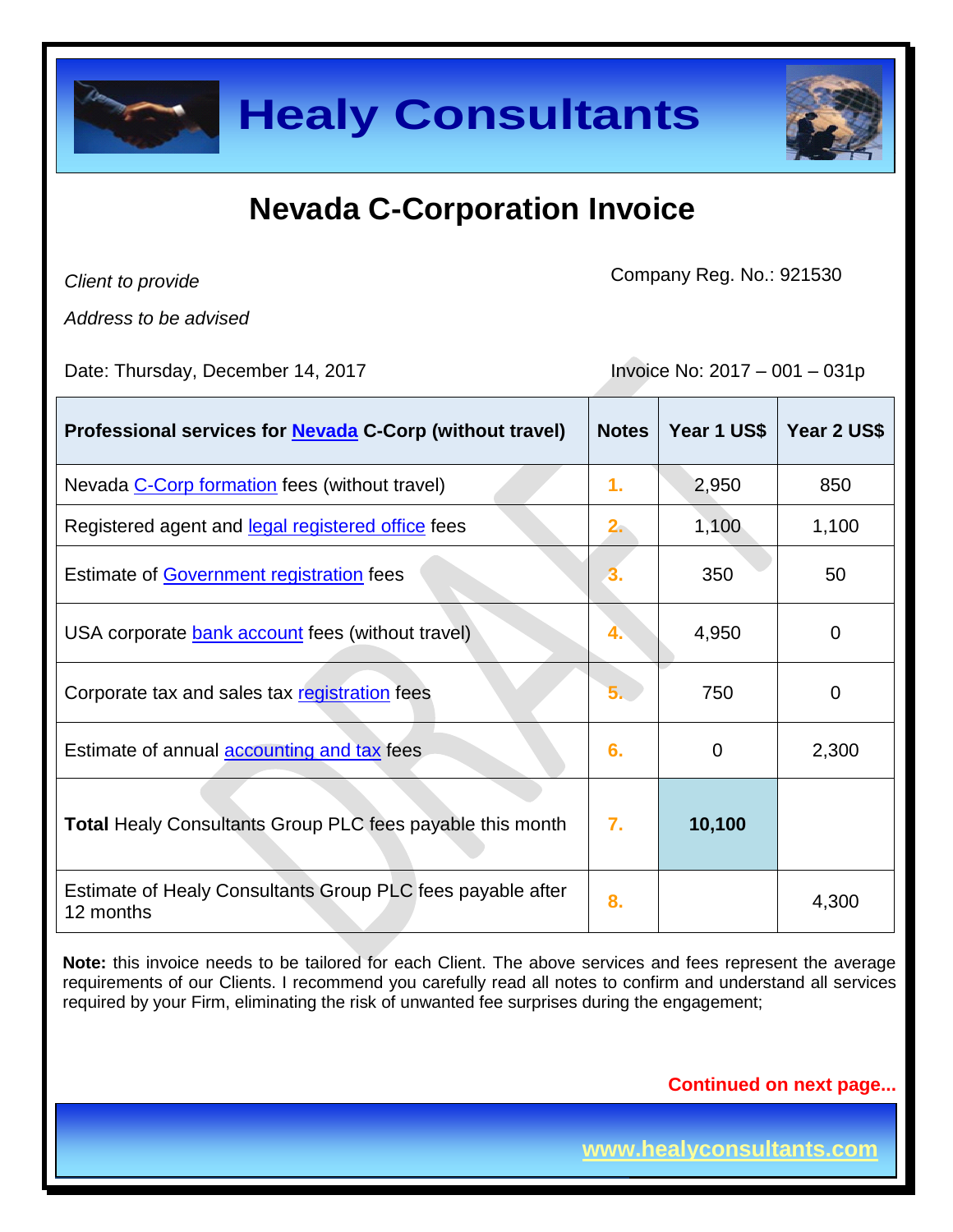# Healy Consultants

## Nevada C-Corporation Invoice

*Client to provide*

*Address to be advised*

Company Reg. No.: 921530

Date: Thursday, December 14, 2017

Invoice No: 2017 – 001 – 031p

| Professional services for Nevada C-Corp (without travel) | Notes | Year 1 US$ | Year 2 US$ |
|---|---|---|---|
| Nevada C-Corp formation fees (without travel) | 1. | 2,950 | 850 |
| Registered agent and legal registered office fees | 2. | 1,100 | 1,100 |
| Estimate of Government registration fees | 3. | 350 | 50 |
| USA corporate bank account fees (without travel) | 4. | 4,950 | 0 |
| Corporate tax and sales tax registration fees | 5. | 750 | 0 |
| Estimate of annual accounting and tax fees | 6. | 0 | 2,300 |
| **Total** Healy Consultants Group PLC fees payable this month | 7. | **10,100** | |
| Estimate of Healy Consultants Group PLC fees payable after 12 months | 8. | | 4,300 |

**Note:** this invoice needs to be tailored for each Client. The above services and fees represent the average requirements of our Clients. I recommend you carefully read all notes to confirm and understand all services required by your Firm, eliminating the risk of unwanted fee surprises during the engagement;

**Continued on next page...**

www.healyconsultants.com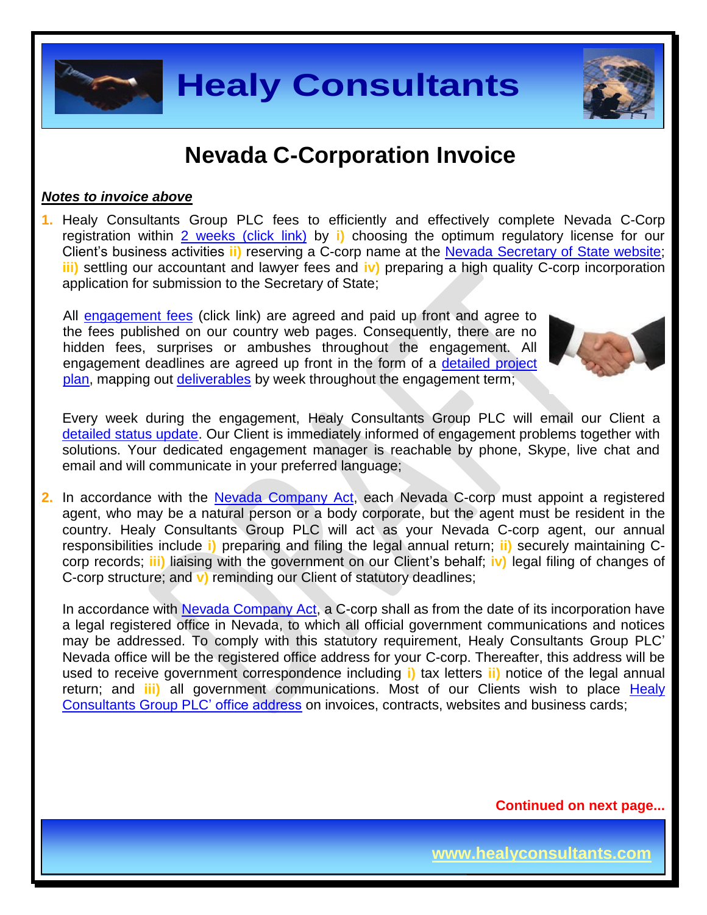# Nevada C-Corporation Invoice

***Notes to invoice above***

1. Healy Consultants Group PLC fees to efficiently and effectively complete Nevada C-Corp registration within 2 weeks (click link) by **i)** choosing the optimum regulatory license for our Client's business activities **ii)** reserving a C-corp name at the Nevada Secretary of State website; **iii)** settling our accountant and lawyer fees and **iv)** preparing a high quality C-corp incorporation application for submission to the Secretary of State;

   All engagement fees (click link) are agreed and paid up front and agree to the fees published on our country web pages. Consequently, there are no hidden fees, surprises or ambushes throughout the engagement. All engagement deadlines are agreed up front in the form of a detailed project plan, mapping out deliverables by week throughout the engagement term;

   Every week during the engagement, Healy Consultants Group PLC will email our Client a detailed status update. Our Client is immediately informed of engagement problems together with solutions. Your dedicated engagement manager is reachable by phone, Skype, live chat and email and will communicate in your preferred language;

2. In accordance with the Nevada Company Act, each Nevada C-corp must appoint a registered agent, who may be a natural person or a body corporate, but the agent must be resident in the country. Healy Consultants Group PLC will act as your Nevada C-corp agent, our annual responsibilities include **i)** preparing and filing the legal annual return; **ii)** securely maintaining C-corp records; **iii)** liaising with the government on our Client's behalf; **iv)** legal filing of changes of C-corp structure; and **v)** reminding our Client of statutory deadlines;

   In accordance with Nevada Company Act, a C-corp shall as from the date of its incorporation have a legal registered office in Nevada, to which all official government communications and notices may be addressed. To comply with this statutory requirement, Healy Consultants Group PLC' Nevada office will be the registered office address for your C-corp. Thereafter, this address will be used to receive government correspondence including **i)** tax letters **ii)** notice of the legal annual return; and **iii)** all government communications. Most of our Clients wish to place Healy Consultants Group PLC' office address on invoices, contracts, websites and business cards;

**Continued on next page...**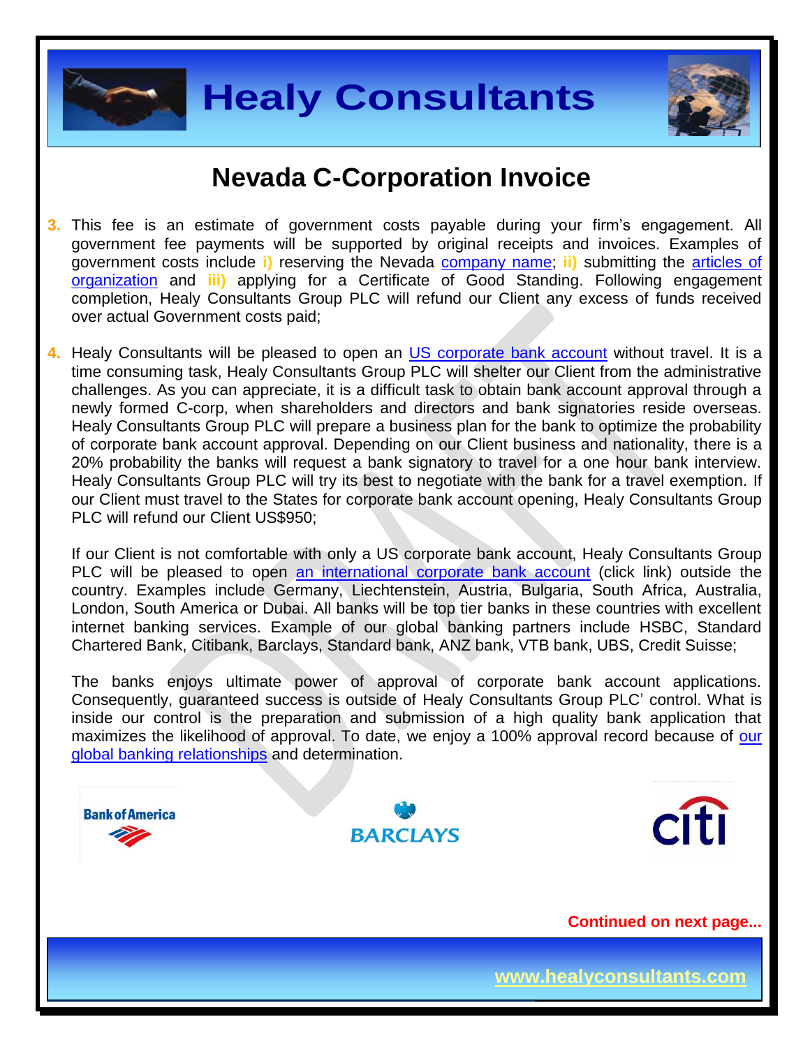# Nevada C-Corporation Invoice

3. This fee is an estimate of government costs payable during your firm's engagement. All government fee payments will be supported by original receipts and invoices. Examples of government costs include **i)** reserving the Nevada company name; **ii)** submitting the articles of organization and **iii)** applying for a Certificate of Good Standing. Following engagement completion, Healy Consultants Group PLC will refund our Client any excess of funds received over actual Government costs paid;

4. Healy Consultants will be pleased to open an US corporate bank account without travel. It is a time consuming task, Healy Consultants Group PLC will shelter our Client from the administrative challenges. As you can appreciate, it is a difficult task to obtain bank account approval through a newly formed C-corp, when shareholders and directors and bank signatories reside overseas. Healy Consultants Group PLC will prepare a business plan for the bank to optimize the probability of corporate bank account approval. Depending on our Client business and nationality, there is a 20% probability the banks will request a bank signatory to travel for a one hour bank interview. Healy Consultants Group PLC will try its best to negotiate with the bank for a travel exemption. If our Client must travel to the States for corporate bank account opening, Healy Consultants Group PLC will refund our Client US$950;

   If our Client is not comfortable with only a US corporate bank account, Healy Consultants Group PLC will be pleased to open an international corporate bank account (click link) outside the country. Examples include Germany, Liechtenstein, Austria, Bulgaria, South Africa, Australia, London, South America or Dubai. All banks will be top tier banks in these countries with excellent internet banking services. Example of our global banking partners include HSBC, Standard Chartered Bank, Citibank, Barclays, Standard bank, ANZ bank, VTB bank, UBS, Credit Suisse;

   The banks enjoys ultimate power of approval of corporate bank account applications. Consequently, guaranteed success is outside of Healy Consultants Group PLC' control. What is inside our control is the preparation and submission of a high quality bank application that maximizes the likelihood of approval. To date, we enjoy a 100% approval record because of our global banking relationships and determination.

**Continued on next page...**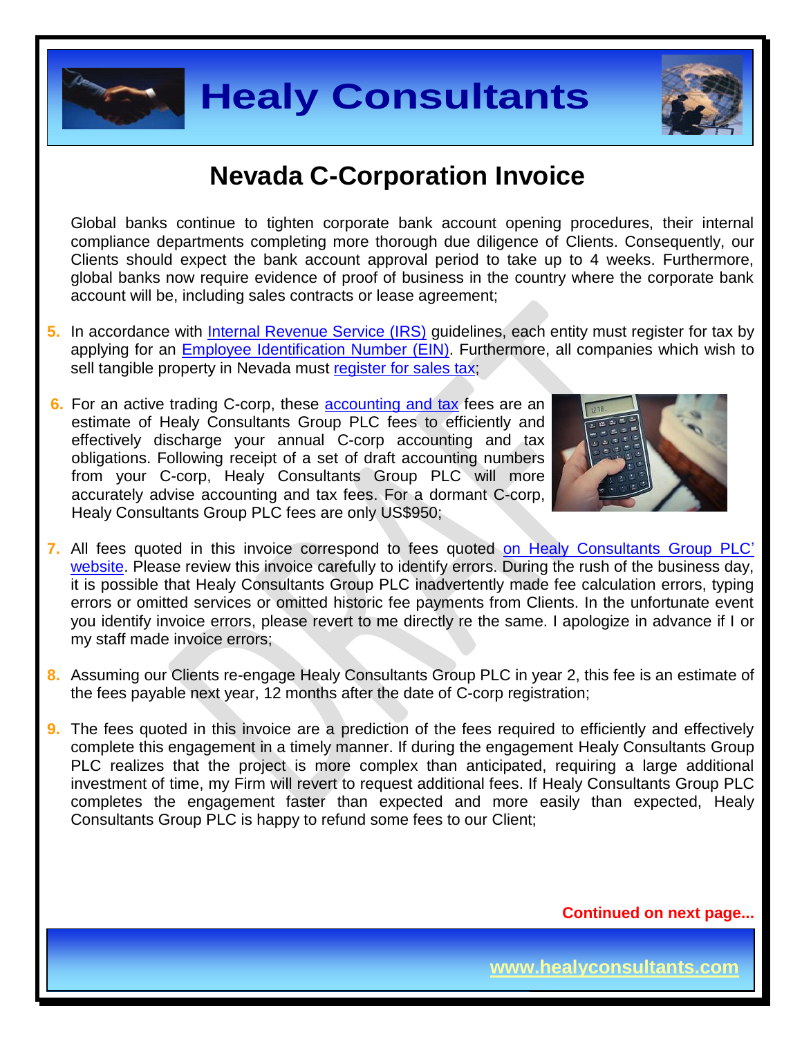# Nevada C-Corporation Invoice

Global banks continue to tighten corporate bank account opening procedures, their internal compliance departments completing more thorough due diligence of Clients. Consequently, our Clients should expect the bank account approval period to take up to 4 weeks. Furthermore, global banks now require evidence of proof of business in the country where the corporate bank account will be, including sales contracts or lease agreement;

5. In accordance with Internal Revenue Service (IRS) guidelines, each entity must register for tax by applying for an Employee Identification Number (EIN). Furthermore, all companies which wish to sell tangible property in Nevada must register for sales tax;

6. For an active trading C-corp, these accounting and tax fees are an estimate of Healy Consultants Group PLC fees to efficiently and effectively discharge your annual C-corp accounting and tax obligations. Following receipt of a set of draft accounting numbers from your C-corp, Healy Consultants Group PLC will more accurately advise accounting and tax fees. For a dormant C-corp, Healy Consultants Group PLC fees are only US$950;

7. All fees quoted in this invoice correspond to fees quoted on Healy Consultants Group PLC' website. Please review this invoice carefully to identify errors. During the rush of the business day, it is possible that Healy Consultants Group PLC inadvertently made fee calculation errors, typing errors or omitted services or omitted historic fee payments from Clients. In the unfortunate event you identify invoice errors, please revert to me directly re the same. I apologize in advance if I or my staff made invoice errors;

8. Assuming our Clients re-engage Healy Consultants Group PLC in year 2, this fee is an estimate of the fees payable next year, 12 months after the date of C-corp registration;

9. The fees quoted in this invoice are a prediction of the fees required to efficiently and effectively complete this engagement in a timely manner. If during the engagement Healy Consultants Group PLC realizes that the project is more complex than anticipated, requiring a large additional investment of time, my Firm will revert to request additional fees. If Healy Consultants Group PLC completes the engagement faster than expected and more easily than expected, Healy Consultants Group PLC is happy to refund some fees to our Client;

**Continued on next page...**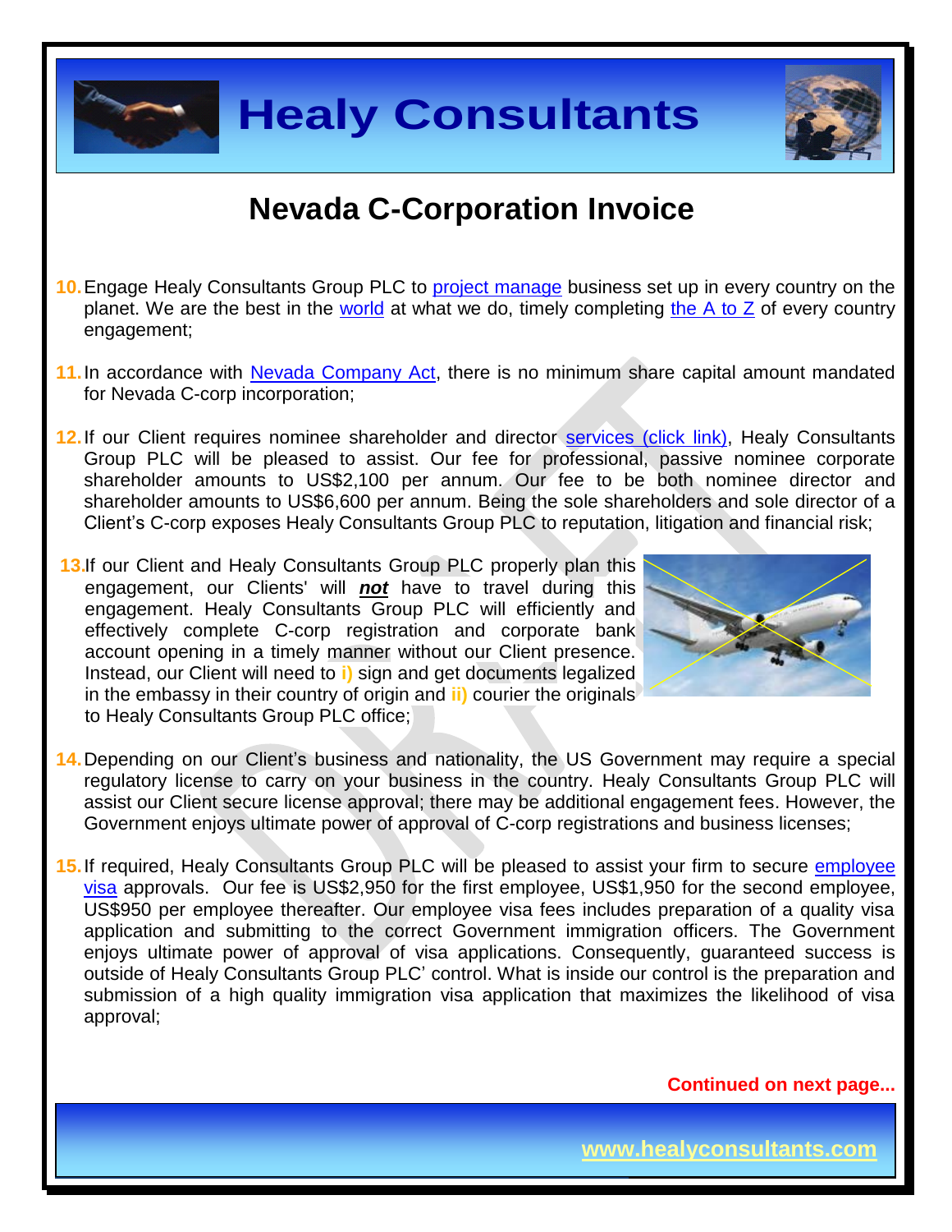# Nevada C-Corporation Invoice

10. Engage Healy Consultants Group PLC to project manage business set up in every country on the planet. We are the best in the world at what we do, timely completing the A to Z of every country engagement;

11. In accordance with Nevada Company Act, there is no minimum share capital amount mandated for Nevada C-corp incorporation;

12. If our Client requires nominee shareholder and director services (click link), Healy Consultants Group PLC will be pleased to assist. Our fee for professional, passive nominee corporate shareholder amounts to US$2,100 per annum. Our fee to be both nominee director and shareholder amounts to US$6,600 per annum. Being the sole shareholders and sole director of a Client's C-corp exposes Healy Consultants Group PLC to reputation, litigation and financial risk;

13. If our Client and Healy Consultants Group PLC properly plan this engagement, our Clients' will ***not*** have to travel during this engagement. Healy Consultants Group PLC will efficiently and effectively complete C-corp registration and corporate bank account opening in a timely manner without our Client presence. Instead, our Client will need to **i)** sign and get documents legalized in the embassy in their country of origin and **ii)** courier the originals to Healy Consultants Group PLC office;

14. Depending on our Client's business and nationality, the US Government may require a special regulatory license to carry on your business in the country. Healy Consultants Group PLC will assist our Client secure license approval; there may be additional engagement fees. However, the Government enjoys ultimate power of approval of C-corp registrations and business licenses;

15. If required, Healy Consultants Group PLC will be pleased to assist your firm to secure employee visa approvals. Our fee is US$2,950 for the first employee, US$1,950 for the second employee, US$950 per employee thereafter. Our employee visa fees includes preparation of a quality visa application and submitting to the correct Government immigration officers. The Government enjoys ultimate power of approval of visa applications. Consequently, guaranteed success is outside of Healy Consultants Group PLC' control. What is inside our control is the preparation and submission of a high quality immigration visa application that maximizes the likelihood of visa approval;

**Continued on next page...**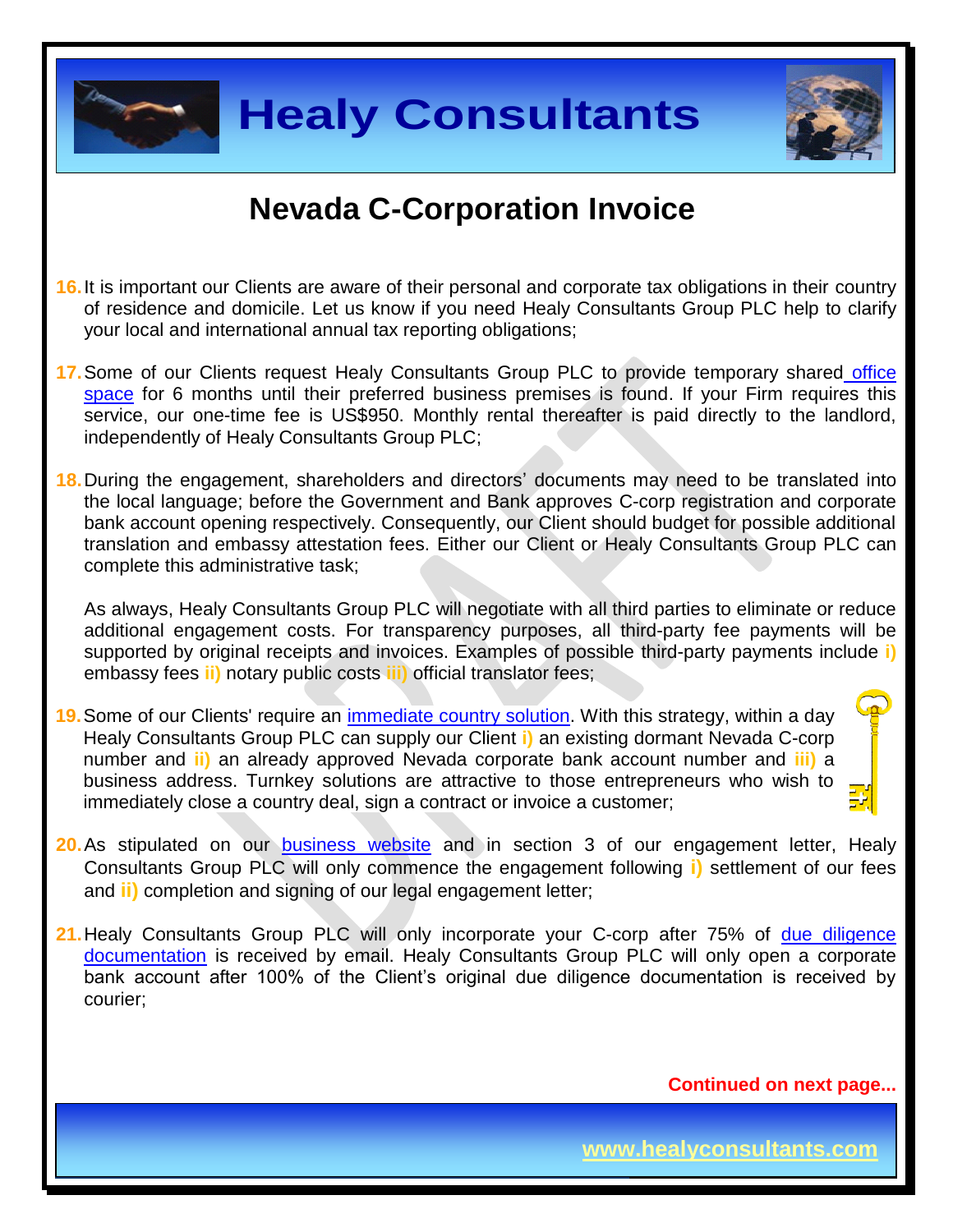# Nevada C-Corporation Invoice

16. It is important our Clients are aware of their personal and corporate tax obligations in their country of residence and domicile. Let us know if you need Healy Consultants Group PLC help to clarify your local and international annual tax reporting obligations;

17. Some of our Clients request Healy Consultants Group PLC to provide temporary shared office space for 6 months until their preferred business premises is found. If your Firm requires this service, our one-time fee is US$950. Monthly rental thereafter is paid directly to the landlord, independently of Healy Consultants Group PLC;

18. During the engagement, shareholders and directors' documents may need to be translated into the local language; before the Government and Bank approves C-corp registration and corporate bank account opening respectively. Consequently, our Client should budget for possible additional translation and embassy attestation fees. Either our Client or Healy Consultants Group PLC can complete this administrative task;

    As always, Healy Consultants Group PLC will negotiate with all third parties to eliminate or reduce additional engagement costs. For transparency purposes, all third-party fee payments will be supported by original receipts and invoices. Examples of possible third-party payments include **i)** embassy fees **ii)** notary public costs **iii)** official translator fees;

19. Some of our Clients' require an immediate country solution. With this strategy, within a day Healy Consultants Group PLC can supply our Client **i)** an existing dormant Nevada C-corp number and **ii)** an already approved Nevada corporate bank account number and **iii)** a business address. Turnkey solutions are attractive to those entrepreneurs who wish to immediately close a country deal, sign a contract or invoice a customer;

20. As stipulated on our business website and in section 3 of our engagement letter, Healy Consultants Group PLC will only commence the engagement following **i)** settlement of our fees and **ii)** completion and signing of our legal engagement letter;

21. Healy Consultants Group PLC will only incorporate your C-corp after 75% of due diligence documentation is received by email. Healy Consultants Group PLC will only open a corporate bank account after 100% of the Client's original due diligence documentation is received by courier;

**Continued on next page...**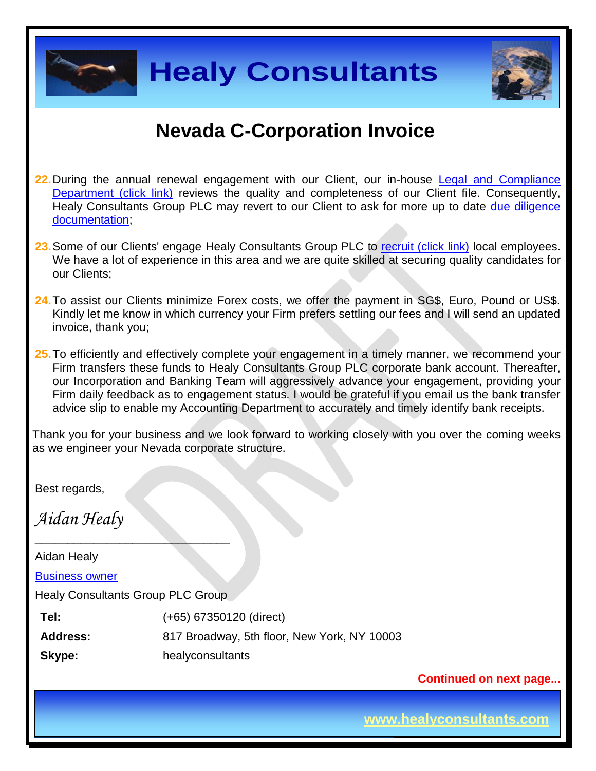# Nevada C-Corporation Invoice

22. During the annual renewal engagement with our Client, our in-house Legal and Compliance Department (click link) reviews the quality and completeness of our Client file. Consequently, Healy Consultants Group PLC may revert to our Client to ask for more up to date due diligence documentation;

23. Some of our Clients' engage Healy Consultants Group PLC to recruit (click link) local employees. We have a lot of experience in this area and we are quite skilled at securing quality candidates for our Clients;

24. To assist our Clients minimize Forex costs, we offer the payment in SG$, Euro, Pound or US$. Kindly let me know in which currency your Firm prefers settling our fees and I will send an updated invoice, thank you;

25. To efficiently and effectively complete your engagement in a timely manner, we recommend your Firm transfers these funds to Healy Consultants Group PLC corporate bank account. Thereafter, our Incorporation and Banking Team will aggressively advance your engagement, providing your Firm daily feedback as to engagement status. I would be grateful if you email us the bank transfer advice slip to enable my Accounting Department to accurately and timely identify bank receipts.

Thank you for your business and we look forward to working closely with you over the coming weeks as we engineer your Nevada corporate structure.

Best regards,

*Aidan Healy*

_____________________________

Aidan Healy

Business owner

Healy Consultants Group PLC Group

| | |
|---|---|
| **Tel:** | (+65) 67350120 (direct) |
| **Address:** | 817 Broadway, 5th floor, New York, NY 10003 |
| **Skype:** | healyconsultants |

**Continued on next page...**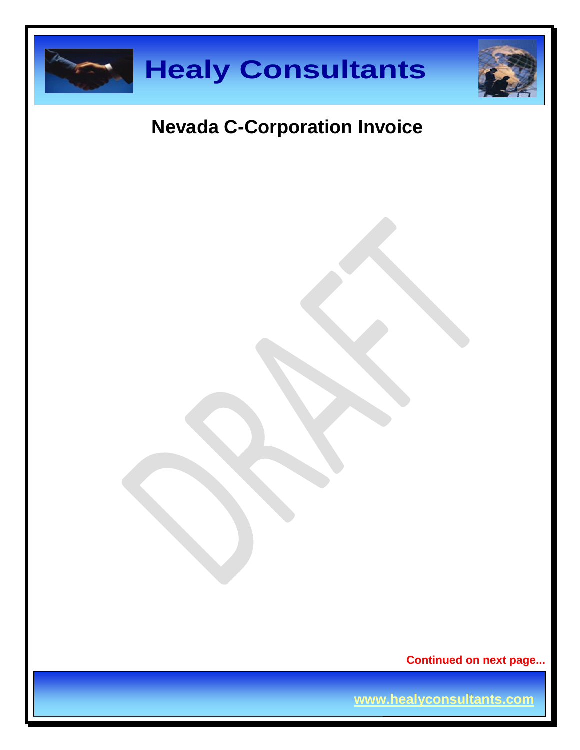# Nevada C-Corporation Invoice

DRAFT

**Continued on next page...**